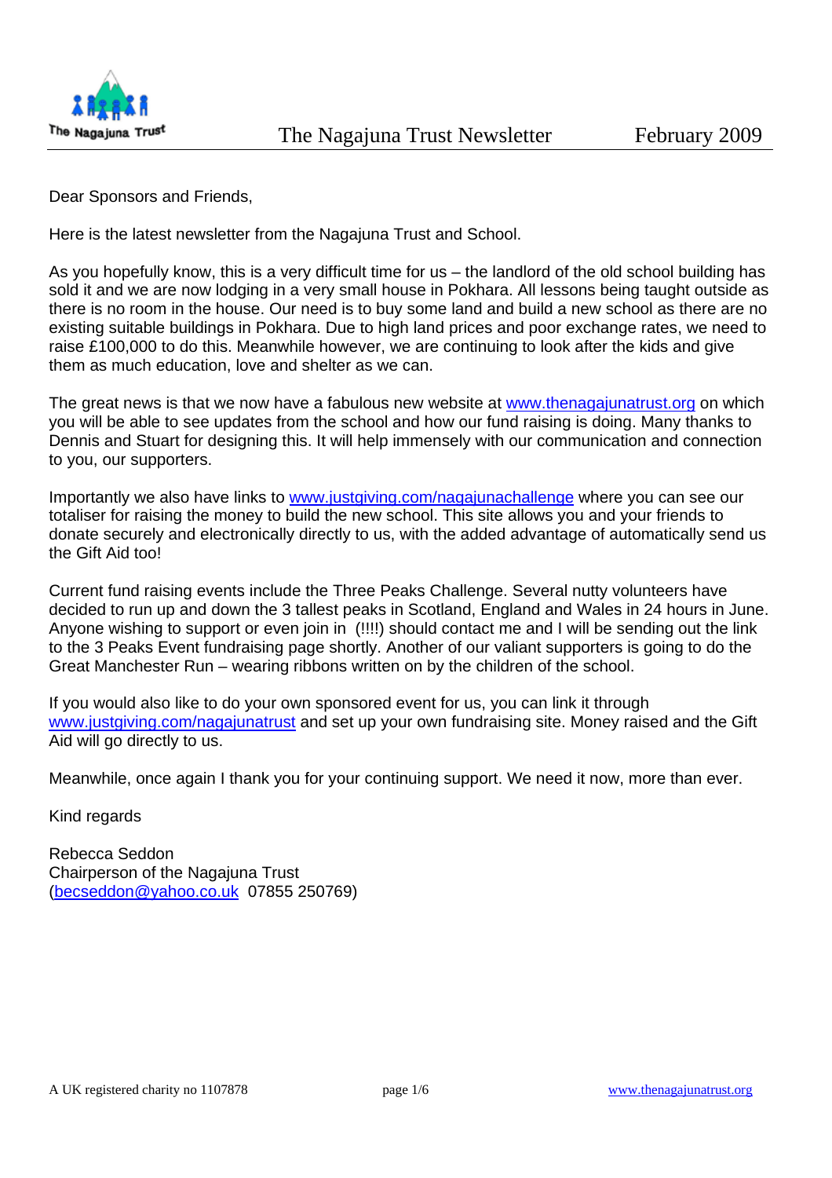The Nagajuna Trust

# The Nagajuna Trust Newsletter February 2009

Dear Sponsors and Friends,

Here is the latest newsletter from the Nagajuna Trust and School.

As you hopefully know, this is a very difficult time for us – the landlord of the old school building has sold it and we are now lodging in a very small house in Pokhara. All lessons being taught outside as there is no room in the house. Our need is to buy some land and build a new school as there are no existing suitable buildings in Pokhara. Due to high land prices and poor exchange rates, we need to raise £100,000 to do this. Meanwhile however, we are continuing to look after the kids and give them as much education, love and shelter as we can.

The great news is that we now have a fabulous new website at www.thenagajunatrust.org on which you will be able to see updates from the school and how our fund raising is doing. Many thanks to Dennis and Stuart for designing this. It will help immensely with our communication and connection to you, our supporters.

Importantly we also have links to www.justgiving.com/nagajunachallenge where you can see our totaliser for raising the money to build the new school. This site allows you and your friends to donate securely and electronically directly to us, with the added advantage of automatically send us the Gift Aid too!

Current fund raising events include the Three Peaks Challenge. Several nutty volunteers have decided to run up and down the 3 tallest peaks in Scotland, England and Wales in 24 hours in June. Anyone wishing to support or even join in (!!!!) should contact me and I will be sending out the link to the 3 Peaks Event fundraising page shortly. Another of our valiant supporters is going to do the Great Manchester Run – wearing ribbons written on by the children of the school.

If you would also like to do your own sponsored event for us, you can link it through www.justgiving.com/nagajunatrust and set up your own fundraising site. Money raised and the Gift Aid will go directly to us.

Meanwhile, once again I thank you for your continuing support. We need it now, more than ever.

Kind regards

Rebecca Seddon
Chairperson of the Nagajuna Trust
(becseddon@yahoo.co.uk 07855 250769)

A UK registered charity no 1107878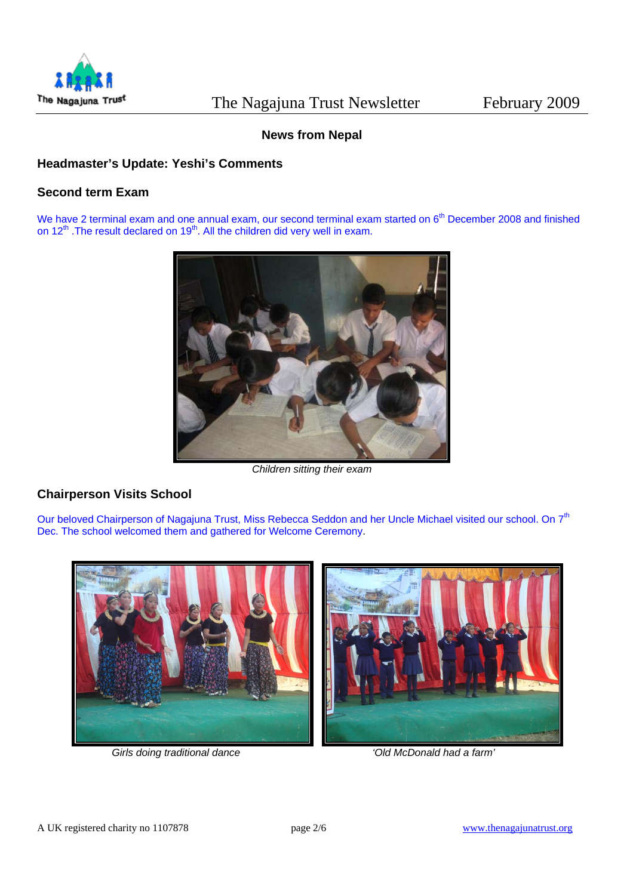## News from Nepal

### Headmaster's Update: Yeshi's Comments

### Second term Exam

We have 2 terminal exam and one annual exam, our second terminal exam started on 6th December 2008 and finished on 12th .The result declared on 19th. All the children did very well in exam.

*Children sitting their exam*

### Chairperson Visits School

Our beloved Chairperson of Nagajuna Trust, Miss Rebecca Seddon and her Uncle Michael visited our school. On 7th Dec. The school welcomed them and gathered for Welcome Ceremony.

*Girls doing traditional dance*

*'Old McDonald had a farm'*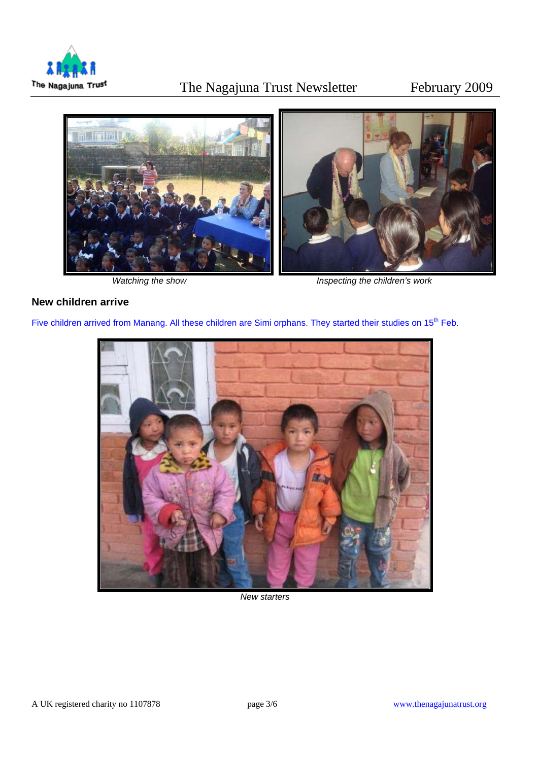*Watching the show*

*Inspecting the children's work*

## New children arrive

Five children arrived from Manang. All these children are Simi orphans. They started their studies on 15th Feb.

*New starters*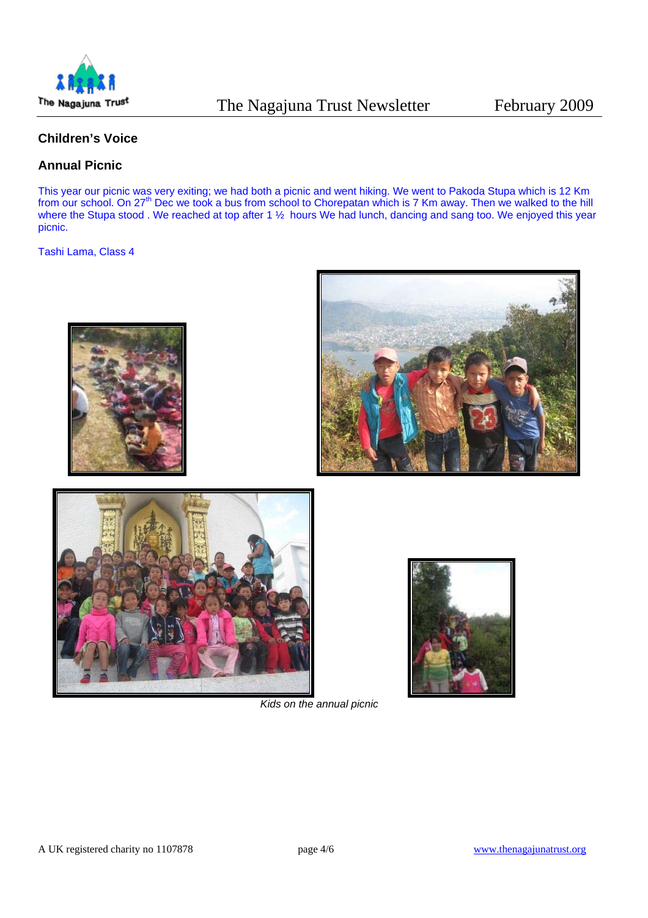## Children's Voice

### Annual Picnic

This year our picnic was very exiting; we had both a picnic and went hiking. We went to Pakoda Stupa which is 12 Km from our school. On 27th Dec we took a bus from school to Chorepatan which is 7 Km away. Then we walked to the hill where the Stupa stood . We reached at top after 1 ½ hours We had lunch, dancing and sang too. We enjoyed this year picnic.

Tashi Lama, Class 4

*Kids on the annual picnic*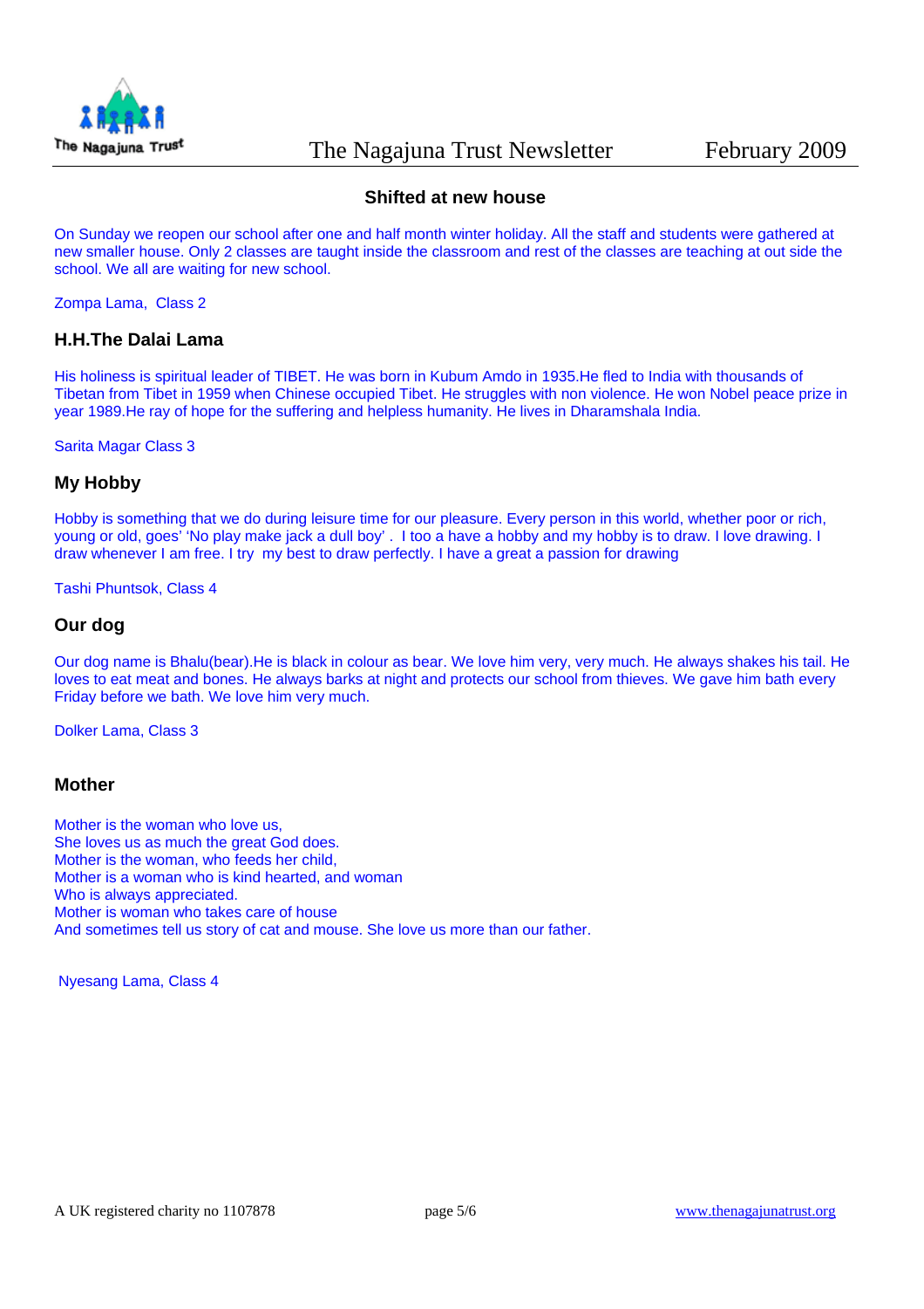## Shifted at new house

On Sunday we reopen our school after one and half month winter holiday. All the staff and students were gathered at new smaller house. Only 2 classes are taught inside the classroom and rest of the classes are teaching at out side the school. We all are waiting for new school.

Zompa Lama, Class 2

## H.H.The Dalai Lama

His holiness is spiritual leader of TIBET. He was born in Kubum Amdo in 1935.He fled to India with thousands of Tibetan from Tibet in 1959 when Chinese occupied Tibet. He struggles with non violence. He won Nobel peace prize in year 1989.He ray of hope for the suffering and helpless humanity. He lives in Dharamshala India.

Sarita Magar Class 3

## My Hobby

Hobby is something that we do during leisure time for our pleasure. Every person in this world, whether poor or rich, young or old, goes' 'No play make jack a dull boy' . I too a have a hobby and my hobby is to draw. I love drawing. I draw whenever I am free. I try my best to draw perfectly. I have a great a passion for drawing

Tashi Phuntsok, Class 4

## Our dog

Our dog name is Bhalu(bear).He is black in colour as bear. We love him very, very much. He always shakes his tail. He loves to eat meat and bones. He always barks at night and protects our school from thieves. We gave him bath every Friday before we bath. We love him very much.

Dolker Lama, Class 3

## Mother

Mother is the woman who love us,  
She loves us as much the great God does.  
Mother is the woman, who feeds her child,  
Mother is a woman who is kind hearted, and woman  
Who is always appreciated.  
Mother is woman who takes care of house  
And sometimes tell us story of cat and mouse. She love us more than our father.

Nyesang Lama, Class 4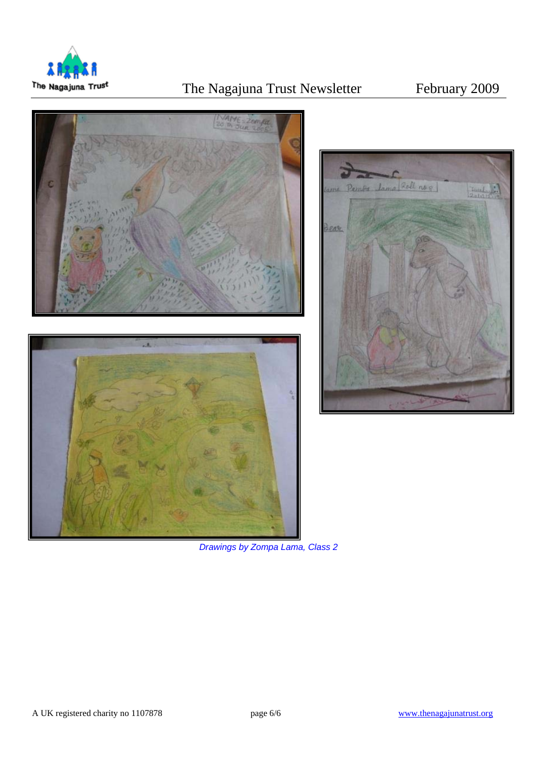*Drawings by Zompa Lama, Class 2*